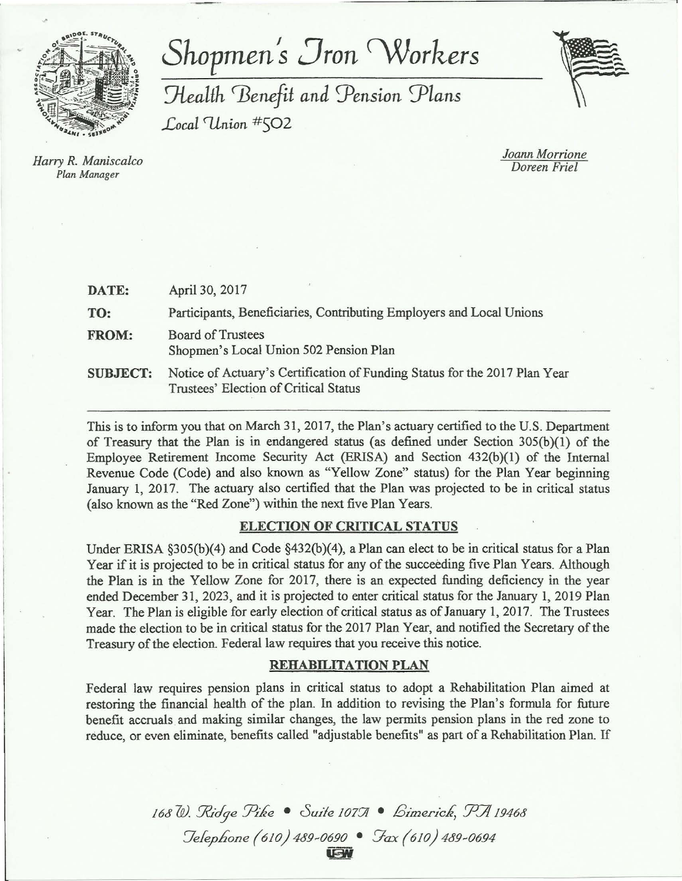# Shopmen's Iron Workers

## Health Benefit and Pension Plans

Local Union #502

Harry R. Maniscalco
*Plan Manager*

Joann Morrione
Doreen Friel

**DATE:** April 30, 2017

**TO:** Participants, Beneficiaries, Contributing Employers and Local Unions

**FROM:** Board of Trustees
Shopmen's Local Union 502 Pension Plan

**SUBJECT:** Notice of Actuary's Certification of Funding Status for the 2017 Plan Year
Trustees' Election of Critical Status

---

This is to inform you that on March 31, 2017, the Plan's actuary certified to the U.S. Department of Treasury that the Plan is in endangered status (as defined under Section 305(b)(1) of the Employee Retirement Income Security Act (ERISA) and Section 432(b)(1) of the Internal Revenue Code (Code) and also known as "Yellow Zone" status) for the Plan Year beginning January 1, 2017. The actuary also certified that the Plan was projected to be in critical status (also known as the "Red Zone") within the next five Plan Years.

## ELECTION OF CRITICAL STATUS

Under ERISA §305(b)(4) and Code §432(b)(4), a Plan can elect to be in critical status for a Plan Year if it is projected to be in critical status for any of the succeeding five Plan Years. Although the Plan is in the Yellow Zone for 2017, there is an expected funding deficiency in the year ended December 31, 2023, and it is projected to enter critical status for the January 1, 2019 Plan Year. The Plan is eligible for early election of critical status as of January 1, 2017. The Trustees made the election to be in critical status for the 2017 Plan Year, and notified the Secretary of the Treasury of the election. Federal law requires that you receive this notice.

## REHABILITATION PLAN

Federal law requires pension plans in critical status to adopt a Rehabilitation Plan aimed at restoring the financial health of the plan. In addition to revising the Plan's formula for future benefit accruals and making similar changes, the law permits pension plans in the red zone to reduce, or even eliminate, benefits called "adjustable benefits" as part of a Rehabilitation Plan. If

168 W. Ridge Pike • Suite 107A • Limerick, PA 19468
Telephone (610) 489-0690 • Fax (610) 489-0694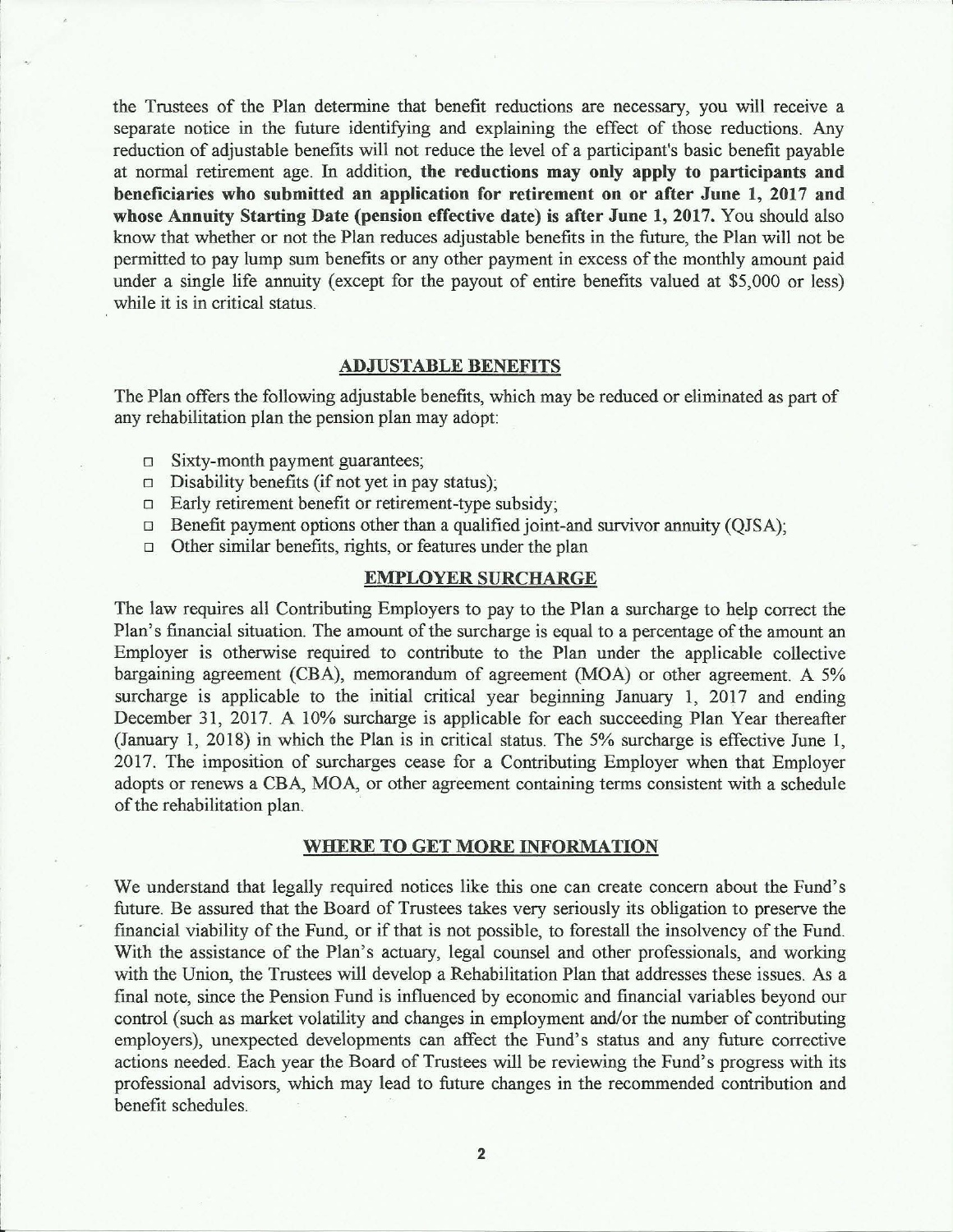the Trustees of the Plan determine that benefit reductions are necessary, you will receive a separate notice in the future identifying and explaining the effect of those reductions. Any reduction of adjustable benefits will not reduce the level of a participant's basic benefit payable at normal retirement age. In addition, **the reductions may only apply to participants and beneficiaries who submitted an application for retirement on or after June 1, 2017 and whose Annuity Starting Date (pension effective date) is after June 1, 2017.** You should also know that whether or not the Plan reduces adjustable benefits in the future, the Plan will not be permitted to pay lump sum benefits or any other payment in excess of the monthly amount paid under a single life annuity (except for the payout of entire benefits valued at $5,000 or less) while it is in critical status.

## ADJUSTABLE BENEFITS

The Plan offers the following adjustable benefits, which may be reduced or eliminated as part of any rehabilitation plan the pension plan may adopt:

- Sixty-month payment guarantees;
- Disability benefits (if not yet in pay status);
- Early retirement benefit or retirement-type subsidy;
- Benefit payment options other than a qualified joint-and survivor annuity (QJSA);
- Other similar benefits, rights, or features under the plan

## EMPLOYER SURCHARGE

The law requires all Contributing Employers to pay to the Plan a surcharge to help correct the Plan's financial situation. The amount of the surcharge is equal to a percentage of the amount an Employer is otherwise required to contribute to the Plan under the applicable collective bargaining agreement (CBA), memorandum of agreement (MOA) or other agreement. A 5% surcharge is applicable to the initial critical year beginning January 1, 2017 and ending December 31, 2017. A 10% surcharge is applicable for each succeeding Plan Year thereafter (January 1, 2018) in which the Plan is in critical status. The 5% surcharge is effective June 1, 2017. The imposition of surcharges cease for a Contributing Employer when that Employer adopts or renews a CBA, MOA, or other agreement containing terms consistent with a schedule of the rehabilitation plan.

## WHERE TO GET MORE INFORMATION

We understand that legally required notices like this one can create concern about the Fund's future. Be assured that the Board of Trustees takes very seriously its obligation to preserve the financial viability of the Fund, or if that is not possible, to forestall the insolvency of the Fund. With the assistance of the Plan's actuary, legal counsel and other professionals, and working with the Union, the Trustees will develop a Rehabilitation Plan that addresses these issues. As a final note, since the Pension Fund is influenced by economic and financial variables beyond our control (such as market volatility and changes in employment and/or the number of contributing employers), unexpected developments can affect the Fund's status and any future corrective actions needed. Each year the Board of Trustees will be reviewing the Fund's progress with its professional advisors, which may lead to future changes in the recommended contribution and benefit schedules.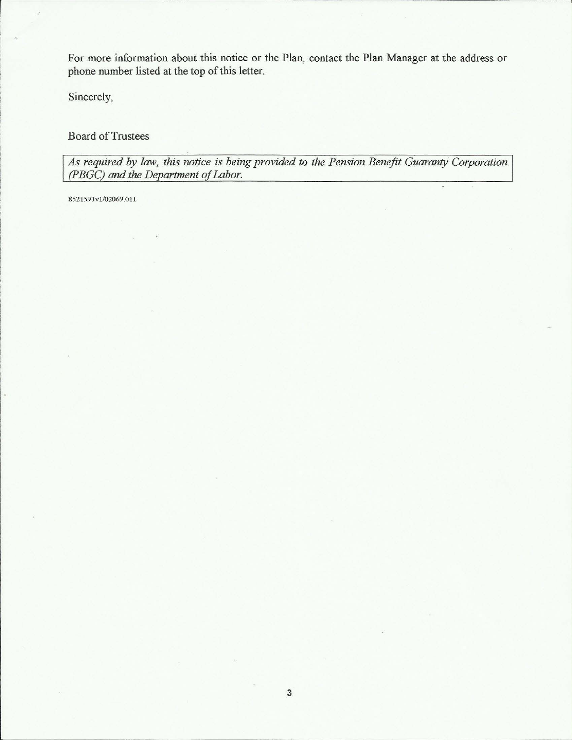For more information about this notice or the Plan, contact the Plan Manager at the address or phone number listed at the top of this letter.

Sincerely,

Board of Trustees

*As required by law, this notice is being provided to the Pension Benefit Guaranty Corporation (PBGC) and the Department of Labor.*

8521591v1/02069.011